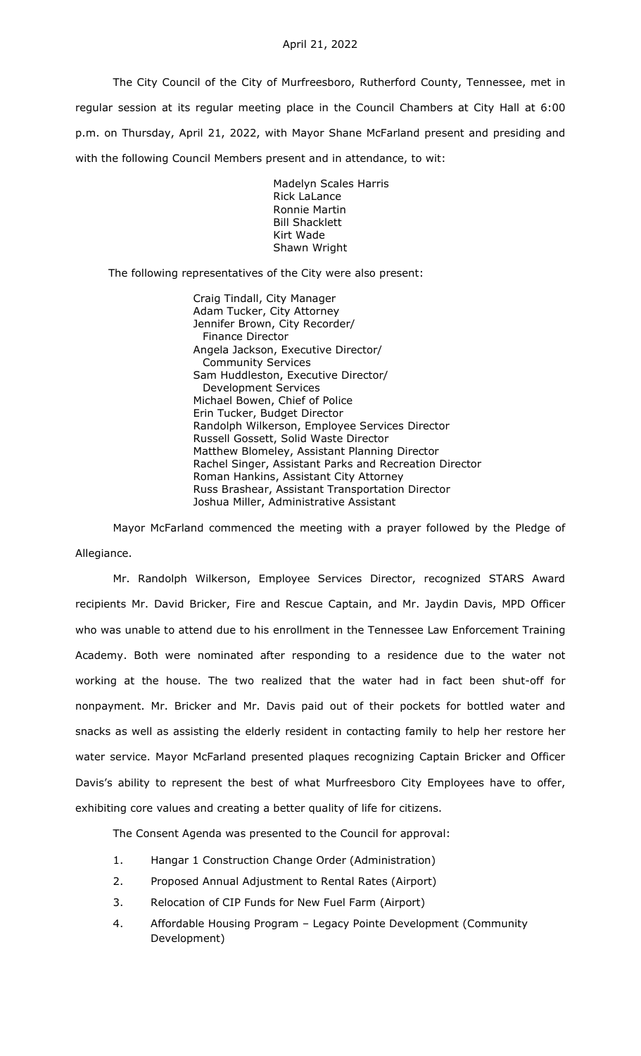April 21, 2022

The City Council of the City of Murfreesboro, Rutherford County, Tennessee, met in regular session at its regular meeting place in the Council Chambers at City Hall at 6:00 p.m. on Thursday, April 21, 2022, with Mayor Shane McFarland present and presiding and with the following Council Members present and in attendance, to wit:

Madelyn Scales Harris
Rick LaLance
Ronnie Martin
Bill Shacklett
Kirt Wade
Shawn Wright

The following representatives of the City were also present:

Craig Tindall, City Manager
Adam Tucker, City Attorney
Jennifer Brown, City Recorder/ Finance Director
Angela Jackson, Executive Director/ Community Services
Sam Huddleston, Executive Director/ Development Services
Michael Bowen, Chief of Police
Erin Tucker, Budget Director
Randolph Wilkerson, Employee Services Director
Russell Gossett, Solid Waste Director
Matthew Blomeley, Assistant Planning Director
Rachel Singer, Assistant Parks and Recreation Director
Roman Hankins, Assistant City Attorney
Russ Brashear, Assistant Transportation Director
Joshua Miller, Administrative Assistant

Mayor McFarland commenced the meeting with a prayer followed by the Pledge of Allegiance.

Mr. Randolph Wilkerson, Employee Services Director, recognized STARS Award recipients Mr. David Bricker, Fire and Rescue Captain, and Mr. Jaydin Davis, MPD Officer who was unable to attend due to his enrollment in the Tennessee Law Enforcement Training Academy. Both were nominated after responding to a residence due to the water not working at the house. The two realized that the water had in fact been shut-off for nonpayment. Mr. Bricker and Mr. Davis paid out of their pockets for bottled water and snacks as well as assisting the elderly resident in contacting family to help her restore her water service. Mayor McFarland presented plaques recognizing Captain Bricker and Officer Davis's ability to represent the best of what Murfreesboro City Employees have to offer, exhibiting core values and creating a better quality of life for citizens.

The Consent Agenda was presented to the Council for approval:

1. Hangar 1 Construction Change Order (Administration)
2. Proposed Annual Adjustment to Rental Rates (Airport)
3. Relocation of CIP Funds for New Fuel Farm (Airport)
4. Affordable Housing Program – Legacy Pointe Development (Community Development)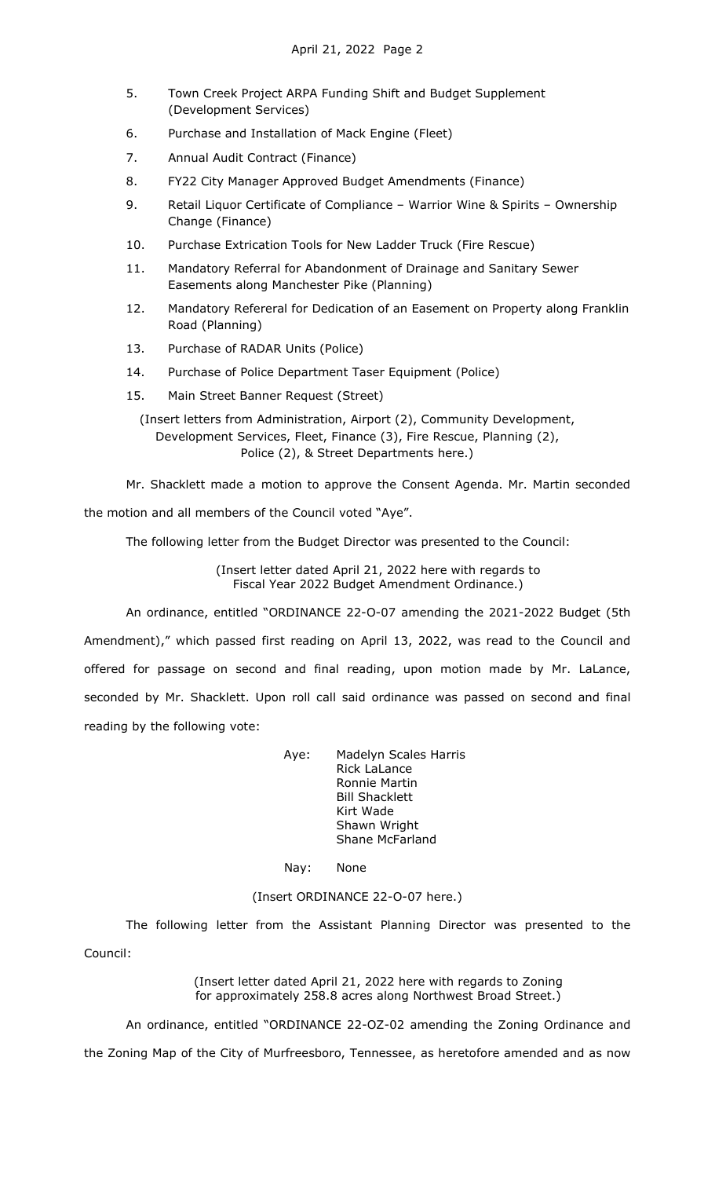5. Town Creek Project ARPA Funding Shift and Budget Supplement (Development Services)
6. Purchase and Installation of Mack Engine (Fleet)
7. Annual Audit Contract (Finance)
8. FY22 City Manager Approved Budget Amendments (Finance)
9. Retail Liquor Certificate of Compliance – Warrior Wine & Spirits – Ownership Change (Finance)
10. Purchase Extrication Tools for New Ladder Truck (Fire Rescue)
11. Mandatory Referral for Abandonment of Drainage and Sanitary Sewer Easements along Manchester Pike (Planning)
12. Mandatory Refereral for Dedication of an Easement on Property along Franklin Road (Planning)
13. Purchase of RADAR Units (Police)
14. Purchase of Police Department Taser Equipment (Police)
15. Main Street Banner Request (Street)

(Insert letters from Administration, Airport (2), Community Development, Development Services, Fleet, Finance (3), Fire Rescue, Planning (2), Police (2), & Street Departments here.)

Mr. Shacklett made a motion to approve the Consent Agenda. Mr. Martin seconded the motion and all members of the Council voted "Aye".

The following letter from the Budget Director was presented to the Council:

(Insert letter dated April 21, 2022 here with regards to Fiscal Year 2022 Budget Amendment Ordinance.)

An ordinance, entitled "ORDINANCE 22-O-07 amending the 2021-2022 Budget (5th Amendment)," which passed first reading on April 13, 2022, was read to the Council and offered for passage on second and final reading, upon motion made by Mr. LaLance, seconded by Mr. Shacklett. Upon roll call said ordinance was passed on second and final reading by the following vote:

Aye: Madelyn Scales Harris
Rick LaLance
Ronnie Martin
Bill Shacklett
Kirt Wade
Shawn Wright
Shane McFarland

Nay: None

(Insert ORDINANCE 22-O-07 here.)

The following letter from the Assistant Planning Director was presented to the Council:

(Insert letter dated April 21, 2022 here with regards to Zoning for approximately 258.8 acres along Northwest Broad Street.)

An ordinance, entitled "ORDINANCE 22-OZ-02 amending the Zoning Ordinance and the Zoning Map of the City of Murfreesboro, Tennessee, as heretofore amended and as now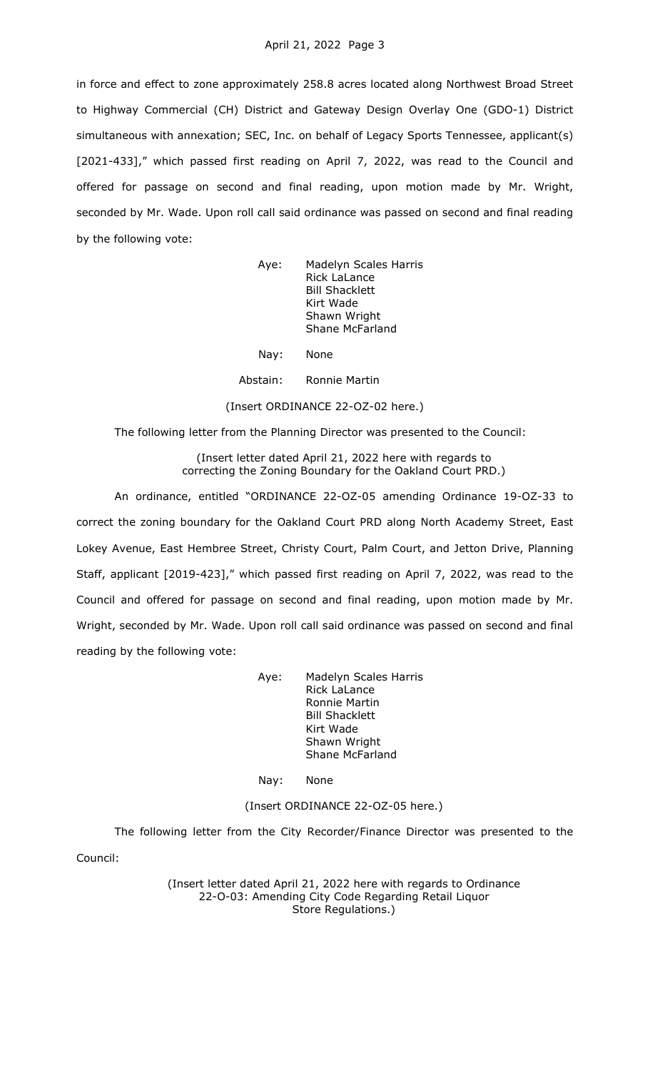in force and effect to zone approximately 258.8 acres located along Northwest Broad Street to Highway Commercial (CH) District and Gateway Design Overlay One (GDO-1) District simultaneous with annexation; SEC, Inc. on behalf of Legacy Sports Tennessee, applicant(s) [2021-433]," which passed first reading on April 7, 2022, was read to the Council and offered for passage on second and final reading, upon motion made by Mr. Wright, seconded by Mr. Wade. Upon roll call said ordinance was passed on second and final reading by the following vote:

Aye: Madelyn Scales Harris
Rick LaLance
Bill Shacklett
Kirt Wade
Shawn Wright
Shane McFarland

Nay: None

Abstain: Ronnie Martin

(Insert ORDINANCE 22-OZ-02 here.)

The following letter from the Planning Director was presented to the Council:

(Insert letter dated April 21, 2022 here with regards to correcting the Zoning Boundary for the Oakland Court PRD.)

An ordinance, entitled "ORDINANCE 22-OZ-05 amending Ordinance 19-OZ-33 to correct the zoning boundary for the Oakland Court PRD along North Academy Street, East Lokey Avenue, East Hembree Street, Christy Court, Palm Court, and Jetton Drive, Planning Staff, applicant [2019-423]," which passed first reading on April 7, 2022, was read to the Council and offered for passage on second and final reading, upon motion made by Mr. Wright, seconded by Mr. Wade. Upon roll call said ordinance was passed on second and final reading by the following vote:

Aye: Madelyn Scales Harris
Rick LaLance
Ronnie Martin
Bill Shacklett
Kirt Wade
Shawn Wright
Shane McFarland

Nay: None

(Insert ORDINANCE 22-OZ-05 here.)

The following letter from the City Recorder/Finance Director was presented to the Council:

(Insert letter dated April 21, 2022 here with regards to Ordinance 22-O-03: Amending City Code Regarding Retail Liquor Store Regulations.)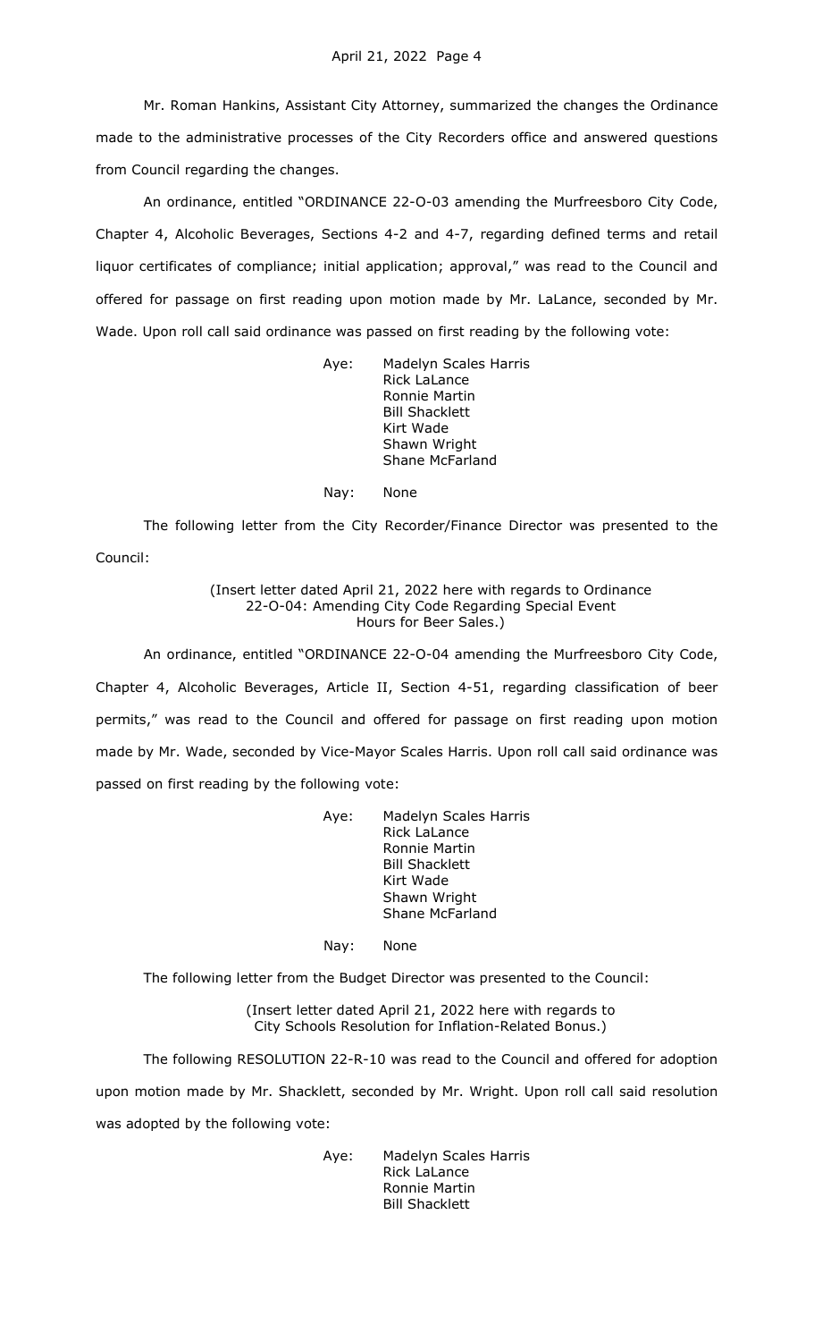Mr. Roman Hankins, Assistant City Attorney, summarized the changes the Ordinance made to the administrative processes of the City Recorders office and answered questions from Council regarding the changes.

An ordinance, entitled "ORDINANCE 22-O-03 amending the Murfreesboro City Code, Chapter 4, Alcoholic Beverages, Sections 4-2 and 4-7, regarding defined terms and retail liquor certificates of compliance; initial application; approval," was read to the Council and offered for passage on first reading upon motion made by Mr. LaLance, seconded by Mr. Wade. Upon roll call said ordinance was passed on first reading by the following vote:

Aye: Madelyn Scales Harris
Rick LaLance
Ronnie Martin
Bill Shacklett
Kirt Wade
Shawn Wright
Shane McFarland

Nay: None

The following letter from the City Recorder/Finance Director was presented to the Council:

(Insert letter dated April 21, 2022 here with regards to Ordinance 22-O-04: Amending City Code Regarding Special Event Hours for Beer Sales.)

An ordinance, entitled "ORDINANCE 22-O-04 amending the Murfreesboro City Code, Chapter 4, Alcoholic Beverages, Article II, Section 4-51, regarding classification of beer permits," was read to the Council and offered for passage on first reading upon motion made by Mr. Wade, seconded by Vice-Mayor Scales Harris. Upon roll call said ordinance was passed on first reading by the following vote:

Aye: Madelyn Scales Harris
Rick LaLance
Ronnie Martin
Bill Shacklett
Kirt Wade
Shawn Wright
Shane McFarland

Nay: None

The following letter from the Budget Director was presented to the Council:

(Insert letter dated April 21, 2022 here with regards to City Schools Resolution for Inflation-Related Bonus.)

The following RESOLUTION 22-R-10 was read to the Council and offered for adoption upon motion made by Mr. Shacklett, seconded by Mr. Wright. Upon roll call said resolution was adopted by the following vote:

Aye: Madelyn Scales Harris
Rick LaLance
Ronnie Martin
Bill Shacklett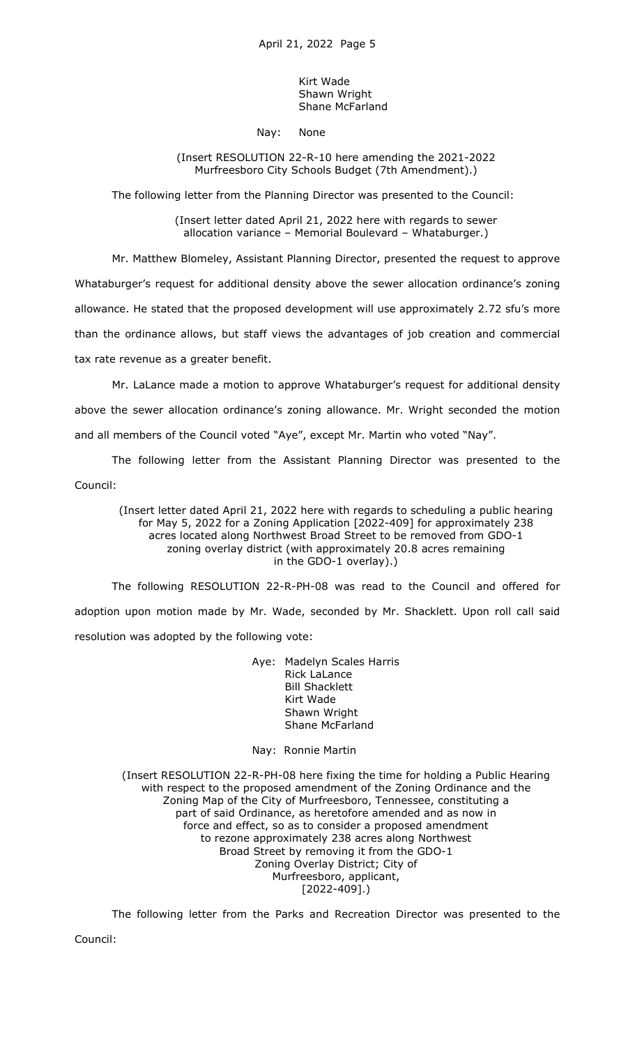Kirt Wade
Shawn Wright
Shane McFarland

Nay: None

(Insert RESOLUTION 22-R-10 here amending the 2021-2022 Murfreesboro City Schools Budget (7th Amendment).)

The following letter from the Planning Director was presented to the Council:

(Insert letter dated April 21, 2022 here with regards to sewer allocation variance – Memorial Boulevard – Whataburger.)

Mr. Matthew Blomeley, Assistant Planning Director, presented the request to approve Whataburger's request for additional density above the sewer allocation ordinance's zoning allowance. He stated that the proposed development will use approximately 2.72 sfu's more than the ordinance allows, but staff views the advantages of job creation and commercial tax rate revenue as a greater benefit.

Mr. LaLance made a motion to approve Whataburger's request for additional density above the sewer allocation ordinance's zoning allowance. Mr. Wright seconded the motion and all members of the Council voted "Aye", except Mr. Martin who voted "Nay".

The following letter from the Assistant Planning Director was presented to the Council:

(Insert letter dated April 21, 2022 here with regards to scheduling a public hearing for May 5, 2022 for a Zoning Application [2022-409] for approximately 238 acres located along Northwest Broad Street to be removed from GDO-1 zoning overlay district (with approximately 20.8 acres remaining in the GDO-1 overlay).)

The following RESOLUTION 22-R-PH-08 was read to the Council and offered for adoption upon motion made by Mr. Wade, seconded by Mr. Shacklett. Upon roll call said resolution was adopted by the following vote:

Aye: Madelyn Scales Harris
Rick LaLance
Bill Shacklett
Kirt Wade
Shawn Wright
Shane McFarland

Nay: Ronnie Martin

(Insert RESOLUTION 22-R-PH-08 here fixing the time for holding a Public Hearing with respect to the proposed amendment of the Zoning Ordinance and the Zoning Map of the City of Murfreesboro, Tennessee, constituting a part of said Ordinance, as heretofore amended and as now in force and effect, so as to consider a proposed amendment to rezone approximately 238 acres along Northwest Broad Street by removing it from the GDO-1 Zoning Overlay District; City of Murfreesboro, applicant, [2022-409].)

The following letter from the Parks and Recreation Director was presented to the Council: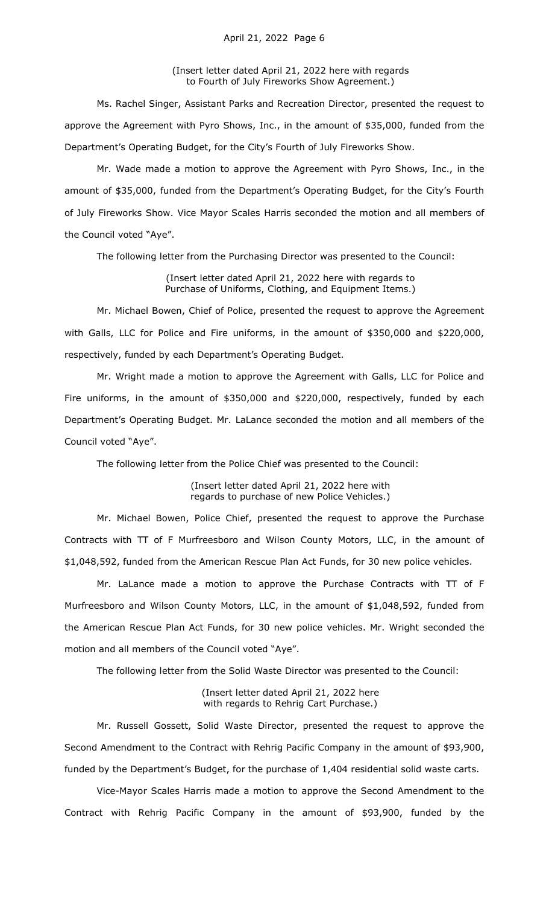(Insert letter dated April 21, 2022 here with regards to Fourth of July Fireworks Show Agreement.)

Ms. Rachel Singer, Assistant Parks and Recreation Director, presented the request to approve the Agreement with Pyro Shows, Inc., in the amount of $35,000, funded from the Department's Operating Budget, for the City's Fourth of July Fireworks Show.

Mr. Wade made a motion to approve the Agreement with Pyro Shows, Inc., in the amount of $35,000, funded from the Department's Operating Budget, for the City's Fourth of July Fireworks Show. Vice Mayor Scales Harris seconded the motion and all members of the Council voted "Aye".

The following letter from the Purchasing Director was presented to the Council:

(Insert letter dated April 21, 2022 here with regards to Purchase of Uniforms, Clothing, and Equipment Items.)

Mr. Michael Bowen, Chief of Police, presented the request to approve the Agreement with Galls, LLC for Police and Fire uniforms, in the amount of $350,000 and $220,000, respectively, funded by each Department's Operating Budget.

Mr. Wright made a motion to approve the Agreement with Galls, LLC for Police and Fire uniforms, in the amount of $350,000 and $220,000, respectively, funded by each Department's Operating Budget. Mr. LaLance seconded the motion and all members of the Council voted "Aye".

The following letter from the Police Chief was presented to the Council:

(Insert letter dated April 21, 2022 here with regards to purchase of new Police Vehicles.)

Mr. Michael Bowen, Police Chief, presented the request to approve the Purchase Contracts with TT of F Murfreesboro and Wilson County Motors, LLC, in the amount of $1,048,592, funded from the American Rescue Plan Act Funds, for 30 new police vehicles.

Mr. LaLance made a motion to approve the Purchase Contracts with TT of F Murfreesboro and Wilson County Motors, LLC, in the amount of $1,048,592, funded from the American Rescue Plan Act Funds, for 30 new police vehicles. Mr. Wright seconded the motion and all members of the Council voted "Aye".

The following letter from the Solid Waste Director was presented to the Council:

(Insert letter dated April 21, 2022 here with regards to Rehrig Cart Purchase.)

Mr. Russell Gossett, Solid Waste Director, presented the request to approve the Second Amendment to the Contract with Rehrig Pacific Company in the amount of $93,900, funded by the Department's Budget, for the purchase of 1,404 residential solid waste carts.

Vice-Mayor Scales Harris made a motion to approve the Second Amendment to the Contract with Rehrig Pacific Company in the amount of $93,900, funded by the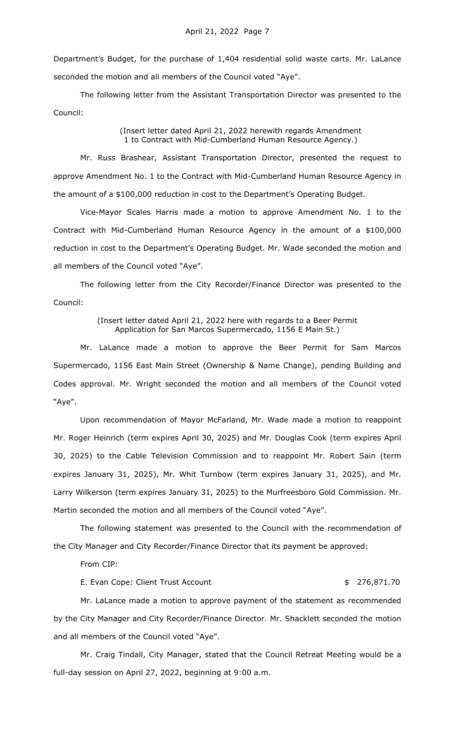Department's Budget, for the purchase of 1,404 residential solid waste carts. Mr. LaLance seconded the motion and all members of the Council voted "Aye".

The following letter from the Assistant Transportation Director was presented to the Council:

(Insert letter dated April 21, 2022 herewith regards Amendment 1 to Contract with Mid-Cumberland Human Resource Agency.)

Mr. Russ Brashear, Assistant Transportation Director, presented the request to approve Amendment No. 1 to the Contract with Mid-Cumberland Human Resource Agency in the amount of a $100,000 reduction in cost to the Department's Operating Budget.

Vice-Mayor Scales Harris made a motion to approve Amendment No. 1 to the Contract with Mid-Cumberland Human Resource Agency in the amount of a $100,000 reduction in cost to the Department's Operating Budget. Mr. Wade seconded the motion and all members of the Council voted "Aye".

The following letter from the City Recorder/Finance Director was presented to the Council:

(Insert letter dated April 21, 2022 here with regards to a Beer Permit Application for San Marcos Supermercado, 1156 E Main St.)

Mr. LaLance made a motion to approve the Beer Permit for Sam Marcos Supermercado, 1156 East Main Street (Ownership & Name Change), pending Building and Codes approval. Mr. Wright seconded the motion and all members of the Council voted "Aye".

Upon recommendation of Mayor McFarland, Mr. Wade made a motion to reappoint Mr. Roger Heinrich (term expires April 30, 2025) and Mr. Douglas Cook (term expires April 30, 2025) to the Cable Television Commission and to reappoint Mr. Robert Sain (term expires January 31, 2025), Mr. Whit Turnbow (term expires January 31, 2025), and Mr. Larry Wilkerson (term expires January 31, 2025) to the Murfreesboro Gold Commission. Mr. Martin seconded the motion and all members of the Council voted "Aye".

The following statement was presented to the Council with the recommendation of the City Manager and City Recorder/Finance Director that its payment be approved:

From CIP:

E. Evan Cope: Client Trust Account $ 276,871.70

Mr. LaLance made a motion to approve payment of the statement as recommended by the City Manager and City Recorder/Finance Director. Mr. Shacklett seconded the motion and all members of the Council voted "Aye".

Mr. Craig Tindall, City Manager, stated that the Council Retreat Meeting would be a full-day session on April 27, 2022, beginning at 9:00 a.m.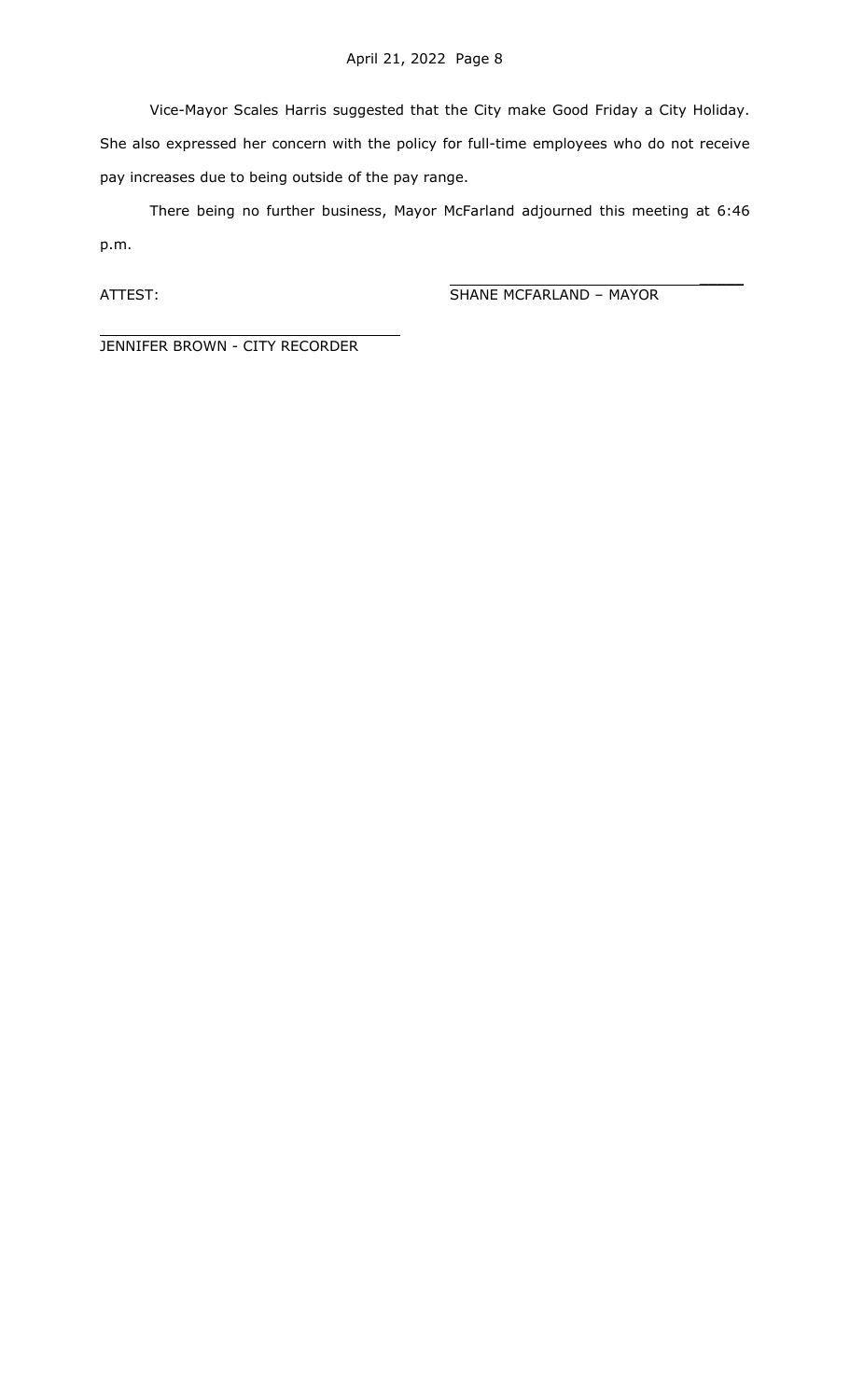Vice-Mayor Scales Harris suggested that the City make Good Friday a City Holiday. She also expressed her concern with the policy for full-time employees who do not receive pay increases due to being outside of the pay range.

There being no further business, Mayor McFarland adjourned this meeting at 6:46 p.m.

ATTEST:

SHANE MCFARLAND – MAYOR

JENNIFER BROWN - CITY RECORDER